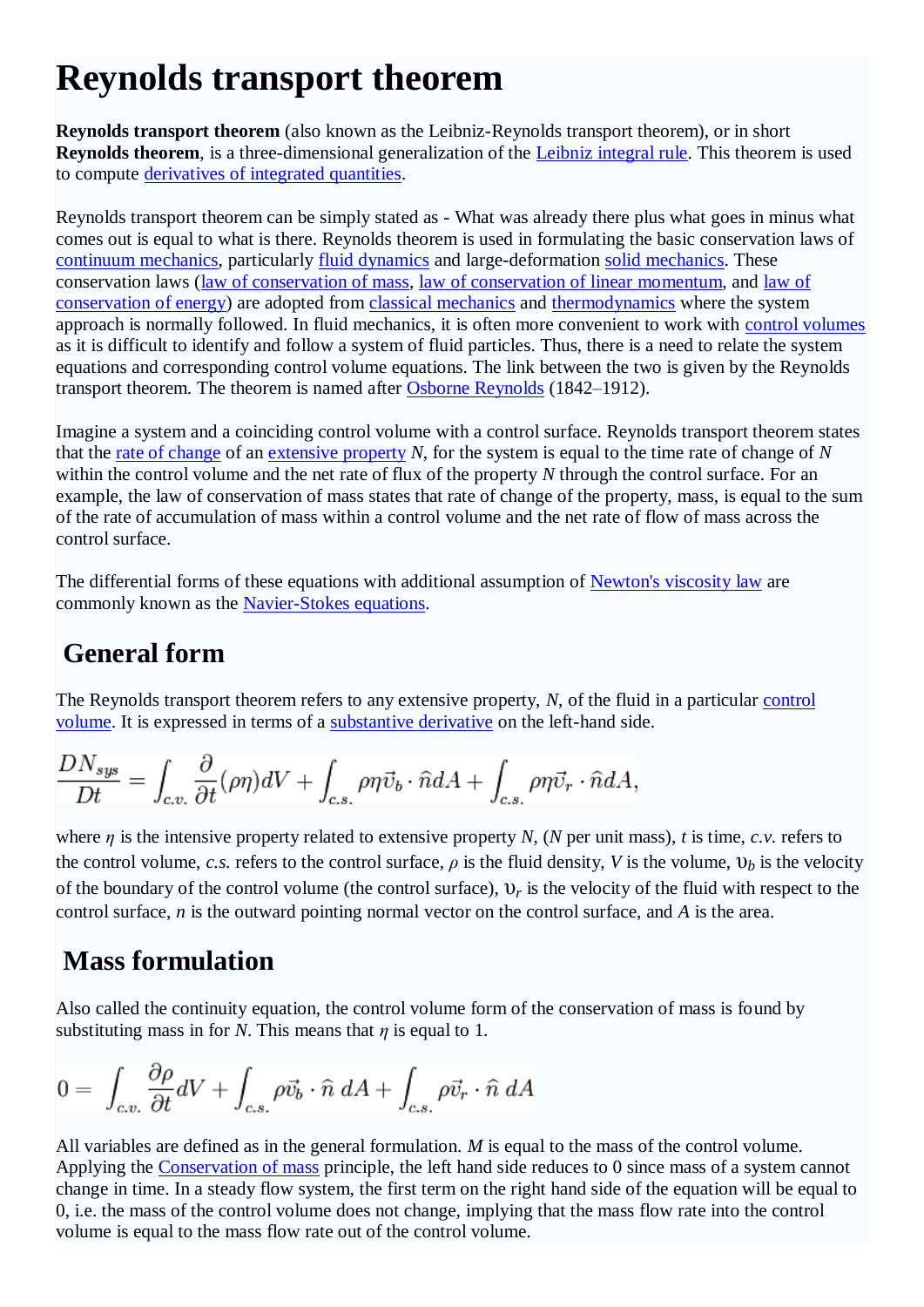# Reynolds transport theorem

**Reynolds transport theorem** (also known as the Leibniz-Reynolds transport theorem), or in short **Reynolds theorem**, is a three-dimensional generalization of the Leibniz integral rule. This theorem is used to compute derivatives of integrated quantities.

Reynolds transport theorem can be simply stated as - What was already there plus what goes in minus what comes out is equal to what is there. Reynolds theorem is used in formulating the basic conservation laws of continuum mechanics, particularly fluid dynamics and large-deformation solid mechanics. These conservation laws (law of conservation of mass, law of conservation of linear momentum, and law of conservation of energy) are adopted from classical mechanics and thermodynamics where the system approach is normally followed. In fluid mechanics, it is often more convenient to work with control volumes as it is difficult to identify and follow a system of fluid particles. Thus, there is a need to relate the system equations and corresponding control volume equations. The link between the two is given by the Reynolds transport theorem. The theorem is named after Osborne Reynolds (1842–1912).

Imagine a system and a coinciding control volume with a control surface. Reynolds transport theorem states that the rate of change of an extensive property *N*, for the system is equal to the time rate of change of *N* within the control volume and the net rate of flux of the property *N* through the control surface. For an example, the law of conservation of mass states that rate of change of the property, mass, is equal to the sum of the rate of accumulation of mass within a control volume and the net rate of flow of mass across the control surface.

The differential forms of these equations with additional assumption of Newton's viscosity law are commonly known as the Navier-Stokes equations.

## General form

The Reynolds transport theorem refers to any extensive property, *N*, of the fluid in a particular control volume. It is expressed in terms of a substantive derivative on the left-hand side.

$$\frac{DN_{sys}}{Dt} = \int_{c.v.} \frac{\partial}{\partial t}(\rho\eta)dV + \int_{c.s.} \rho\eta\vec{v}_b \cdot \hat{n}dA + \int_{c.s.} \rho\eta\vec{v}_r \cdot \hat{n}dA,$$

where $\eta$ is the intensive property related to extensive property *N*, (*N* per unit mass), *t* is time, *c.v.* refers to the control volume, *c.s.* refers to the control surface, $\rho$ is the fluid density, *V* is the volume, $\upsilon_b$ is the velocity of the boundary of the control volume (the control surface), $\upsilon_r$ is the velocity of the fluid with respect to the control surface, *n* is the outward pointing normal vector on the control surface, and *A* is the area.

## Mass formulation

Also called the continuity equation, the control volume form of the conservation of mass is found by substituting mass in for *N*. This means that $\eta$ is equal to 1.

$$0 = \int_{c.v.} \frac{\partial\rho}{\partial t}dV + \int_{c.s.} \rho\vec{v}_b \cdot \hat{n}\; dA + \int_{c.s.} \rho\vec{v}_r \cdot \hat{n}\; dA$$

All variables are defined as in the general formulation. *M* is equal to the mass of the control volume. Applying the Conservation of mass principle, the left hand side reduces to 0 since mass of a system cannot change in time. In a steady flow system, the first term on the right hand side of the equation will be equal to 0, i.e. the mass of the control volume does not change, implying that the mass flow rate into the control volume is equal to the mass flow rate out of the control volume.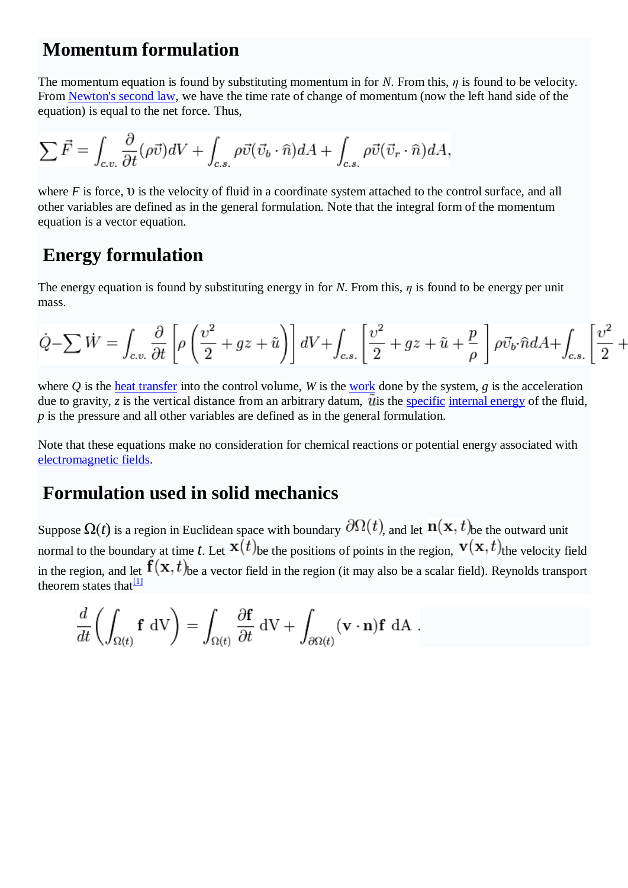## Momentum formulation

The momentum equation is found by substituting momentum in for *N*. From this, *η* is found to be velocity. From Newton's second law, we have the time rate of change of momentum (now the left hand side of the equation) is equal to the net force. Thus,

$$\sum \vec{F} = \int_{c.v.} \frac{\partial}{\partial t}(\rho \vec{v}) dV + \int_{c.s.} \rho \vec{v} (\vec{v}_b \cdot \hat{n}) dA + \int_{c.s.} \rho \vec{v} (\vec{v}_r \cdot \hat{n}) dA,$$

where *F* is force, υ is the velocity of fluid in a coordinate system attached to the control surface, and all other variables are defined as in the general formulation. Note that the integral form of the momentum equation is a vector equation.

## Energy formulation

The energy equation is found by substituting energy in for *N*. From this, *η* is found to be energy per unit mass.

$$\dot{Q} - \sum \dot{W} = \int_{c.v.} \frac{\partial}{\partial t} \left[ \rho \left( \frac{v^2}{2} + gz + \tilde{u} \right) \right] dV + \int_{c.s.} \left[ \frac{v^2}{2} + gz + \tilde{u} + \frac{p}{\rho} \right] \rho \vec{v}_b \cdot \hat{n} dA + \int_{c.s.} \left[ \frac{v^2}{2} + \right.$$

where *Q* is the heat transfer into the control volume, *W* is the work done by the system, *g* is the acceleration due to gravity, *z* is the vertical distance from an arbitrary datum, $\tilde{u}$ is the specific internal energy of the fluid, *p* is the pressure and all other variables are defined as in the general formulation.

Note that these equations make no consideration for chemical reactions or potential energy associated with electromagnetic fields.

## Formulation used in solid mechanics

Suppose $\Omega(t)$ is a region in Euclidean space with boundary $\partial\Omega(t)$, and let $\mathbf{n}(\mathbf{x}, t)$ be the outward unit normal to the boundary at time $t$. Let $\mathbf{x}(t)$ be the positions of points in the region, $\mathbf{v}(\mathbf{x}, t)$ the velocity field in the region, and let $\mathbf{f}(\mathbf{x}, t)$ be a vector field in the region (it may also be a scalar field). Reynolds transport theorem states that[1]

$$\frac{d}{dt}\left( \int_{\Omega(t)} \mathbf{f} \ \mathrm{dV} \right) = \int_{\Omega(t)} \frac{\partial \mathbf{f}}{\partial t} \ \mathrm{dV} + \int_{\partial\Omega(t)} (\mathbf{v} \cdot \mathbf{n}) \mathbf{f} \ \mathrm{dA} \ .$$